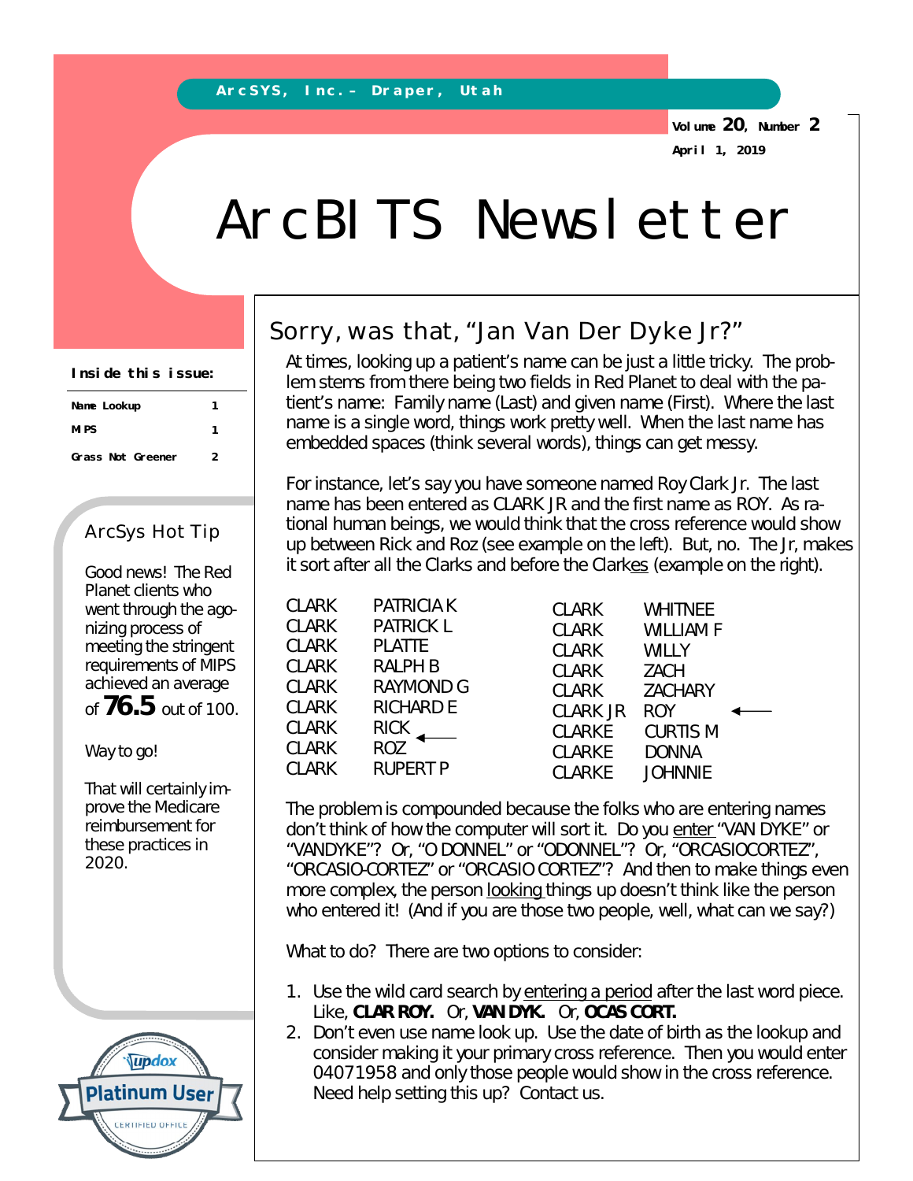ArcSYS, Inc.– Draper, Utah

Volume 20, Number 2
April 1, 2019

# ArcBITS Newsletter

**Inside this issue:**

| | |
|---|---|
| Name Lookup | 1 |
| MIPS | 1 |
| Grass Not Greener | 2 |

### ArcSys Hot Tip

Good news! The Red Planet clients who went through the agonizing process of meeting the stringent requirements of MIPS achieved an average of **76.5** out of 100.

Way to go!

That will certainly improve the Medicare reimbursement for these practices in 2020.

Updox Platinum User Certified Office

## Sorry, was that, "Jan Van Der Dyke Jr?"

At times, looking up a patient's name can be just a little tricky. The problem stems from there being two fields in Red Planet to deal with the patient's name: Family name (Last) and given name (First). Where the last name is a single word, things work pretty well. When the last name has embedded spaces (think several words), things can get messy.

For instance, let's say you have someone named Roy Clark Jr. The last name has been entered as CLARK JR and the first name as ROY. As rational human beings, we would think that the cross reference would show up between Rick and Roz (see example on the left). But, no. The Jr, makes it sort after all the Clarks and before the Clark<u>es</u> (example on the right).

| | | |
|---|---|---|
| CLARK | PATRICIA K | |
| CLARK | PATRICK L | |
| CLARK | PLATTE | |
| CLARK | RALPH B | |
| CLARK | RAYMOND G | |
| CLARK | RICHARD E | |
| CLARK | RICK | |
| CLARK | ROZ | ← |
| CLARK | RUPERT P | |

| | | |
|---|---|---|
| CLARK | WHITNEE | |
| CLARK | WILLIAM F | |
| CLARK | WILLY | |
| CLARK | ZACH | |
| CLARK | ZACHARY | |
| CLARK JR | ROY | ← |
| CLARKE | CURTIS M | |
| CLARKE | DONNA | |
| CLARKE | JOHNNIE | |

The problem is compounded because the folks who are entering names don't think of how the computer will sort it. Do you <u>enter</u> "VAN DYKE" or "VANDYKE"? Or, "O DONNEL" or "ODONNEL"? Or, "ORCASIOCORTEZ", "ORCASIO-CORTEZ" or "ORCASIO CORTEZ"? And then to make things even more complex, the person <u>looking</u> things up doesn't think like the person who entered it! (And if you are those two people, well, what can we say?)

What to do? There are two options to consider:

1. Use the wild card search by <u>entering a period</u> after the last word piece. Like, **CLAR ROY.** Or, **VAN DYK.** Or, **OCAS CORT.**
2. Don't even use name look up. Use the date of birth as the lookup and consider making it your primary cross reference. Then you would enter 04071958 and only those people would show in the cross reference. Need help setting this up? Contact us.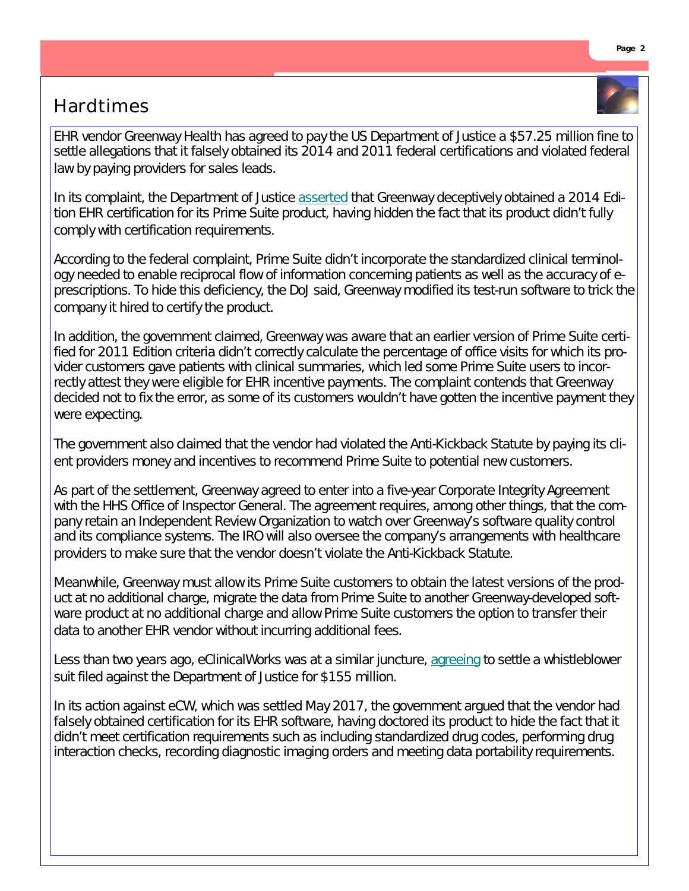# Hardtimes

EHR vendor Greenway Health has agreed to pay the US Department of Justice a $57.25 million fine to settle allegations that it falsely obtained its 2014 and 2011 federal certifications and violated federal law by paying providers for sales leads.

In its complaint, the Department of Justice asserted that Greenway deceptively obtained a 2014 Edition EHR certification for its Prime Suite product, having hidden the fact that its product didn't fully comply with certification requirements.

According to the federal complaint, Prime Suite didn't incorporate the standardized clinical terminology needed to enable reciprocal flow of information concerning patients as well as the accuracy of e-prescriptions. To hide this deficiency, the DoJ said, Greenway modified its test-run software to trick the company it hired to certify the product.

In addition, the government claimed, Greenway was aware that an earlier version of Prime Suite certified for 2011 Edition criteria didn't correctly calculate the percentage of office visits for which its provider customers gave patients with clinical summaries, which led some Prime Suite users to incorrectly attest they were eligible for EHR incentive payments. The complaint contends that Greenway decided not to fix the error, as some of its customers wouldn't have gotten the incentive payment they were expecting.

The government also claimed that the vendor had violated the Anti-Kickback Statute by paying its client providers money and incentives to recommend Prime Suite to potential new customers.

As part of the settlement, Greenway agreed to enter into a five-year Corporate Integrity Agreement with the HHS Office of Inspector General. The agreement requires, among other things, that the company retain an Independent Review Organization to watch over Greenway's software quality control and its compliance systems. The IRO will also oversee the company's arrangements with healthcare providers to make sure that the vendor doesn't violate the Anti-Kickback Statute.

Meanwhile, Greenway must allow its Prime Suite customers to obtain the latest versions of the product at no additional charge, migrate the data from Prime Suite to another Greenway-developed software product at no additional charge and allow Prime Suite customers the option to transfer their data to another EHR vendor without incurring additional fees.

Less than two years ago, eClinicalWorks was at a similar juncture, agreeing to settle a whistleblower suit filed against the Department of Justice for $155 million.

In its action against eCW, which was settled May 2017, the government argued that the vendor had falsely obtained certification for its EHR software, having doctored its product to hide the fact that it didn't meet certification requirements such as including standardized drug codes, performing drug interaction checks, recording diagnostic imaging orders and meeting data portability requirements.